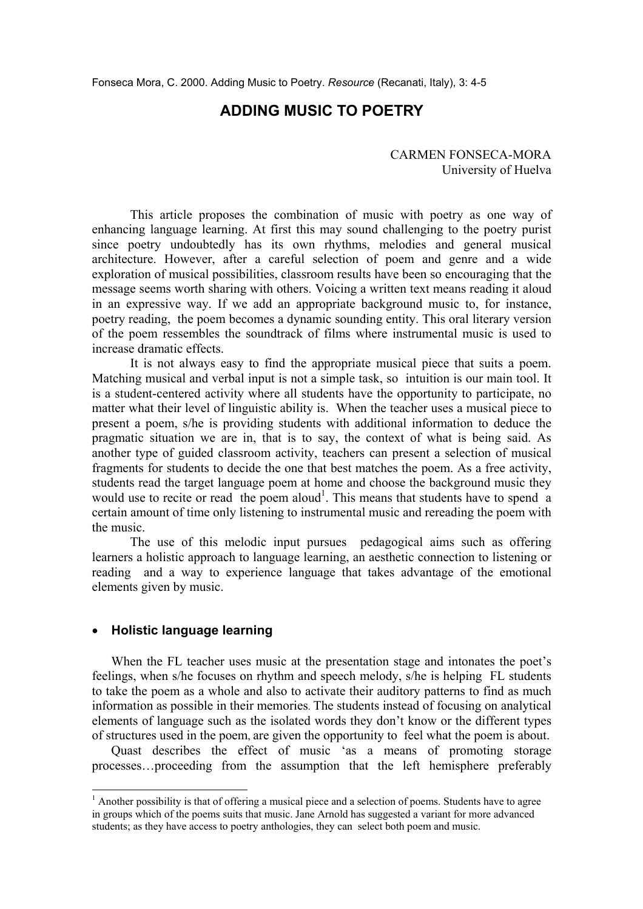Fonseca Mora, C. 2000. Adding Music to Poetry. *Resource* (Recanati, Italy), 3: 4-5

# ADDING MUSIC TO POETRY

CARMEN FONSECA-MORA
University of Huelva

This article proposes the combination of music with poetry as one way of enhancing language learning. At first this may sound challenging to the poetry purist since poetry undoubtedly has its own rhythms, melodies and general musical architecture. However, after a careful selection of poem and genre and a wide exploration of musical possibilities, classroom results have been so encouraging that the message seems worth sharing with others. Voicing a written text means reading it aloud in an expressive way. If we add an appropriate background music to, for instance, poetry reading, the poem becomes a dynamic sounding entity. This oral literary version of the poem ressembles the soundtrack of films where instrumental music is used to increase dramatic effects.

It is not always easy to find the appropriate musical piece that suits a poem. Matching musical and verbal input is not a simple task, so intuition is our main tool. It is a student-centered activity where all students have the opportunity to participate, no matter what their level of linguistic ability is. When the teacher uses a musical piece to present a poem, s/he is providing students with additional information to deduce the pragmatic situation we are in, that is to say, the context of what is being said. As another type of guided classroom activity, teachers can present a selection of musical fragments for students to decide the one that best matches the poem. As a free activity, students read the target language poem at home and choose the background music they would use to recite or read the poem aloud[1]. This means that students have to spend a certain amount of time only listening to instrumental music and rereading the poem with the music.

The use of this melodic input pursues pedagogical aims such as offering learners a holistic approach to language learning, an aesthetic connection to listening or reading and a way to experience language that takes advantage of the emotional elements given by music.

- **Holistic language learning**

When the FL teacher uses music at the presentation stage and intonates the poet's feelings, when s/he focuses on rhythm and speech melody, s/he is helping FL students to take the poem as a whole and also to activate their auditory patterns to find as much information as possible in their memories. The students instead of focusing on analytical elements of language such as the isolated words they don't know or the different types of structures used in the poem, are given the opportunity to feel what the poem is about.

Quast describes the effect of music 'as a means of promoting storage processes…proceeding from the assumption that the left hemisphere preferably

[1] Another possibility is that of offering a musical piece and a selection of poems. Students have to agree in groups which of the poems suits that music. Jane Arnold has suggested a variant for more advanced students; as they have access to poetry anthologies, they can select both poem and music.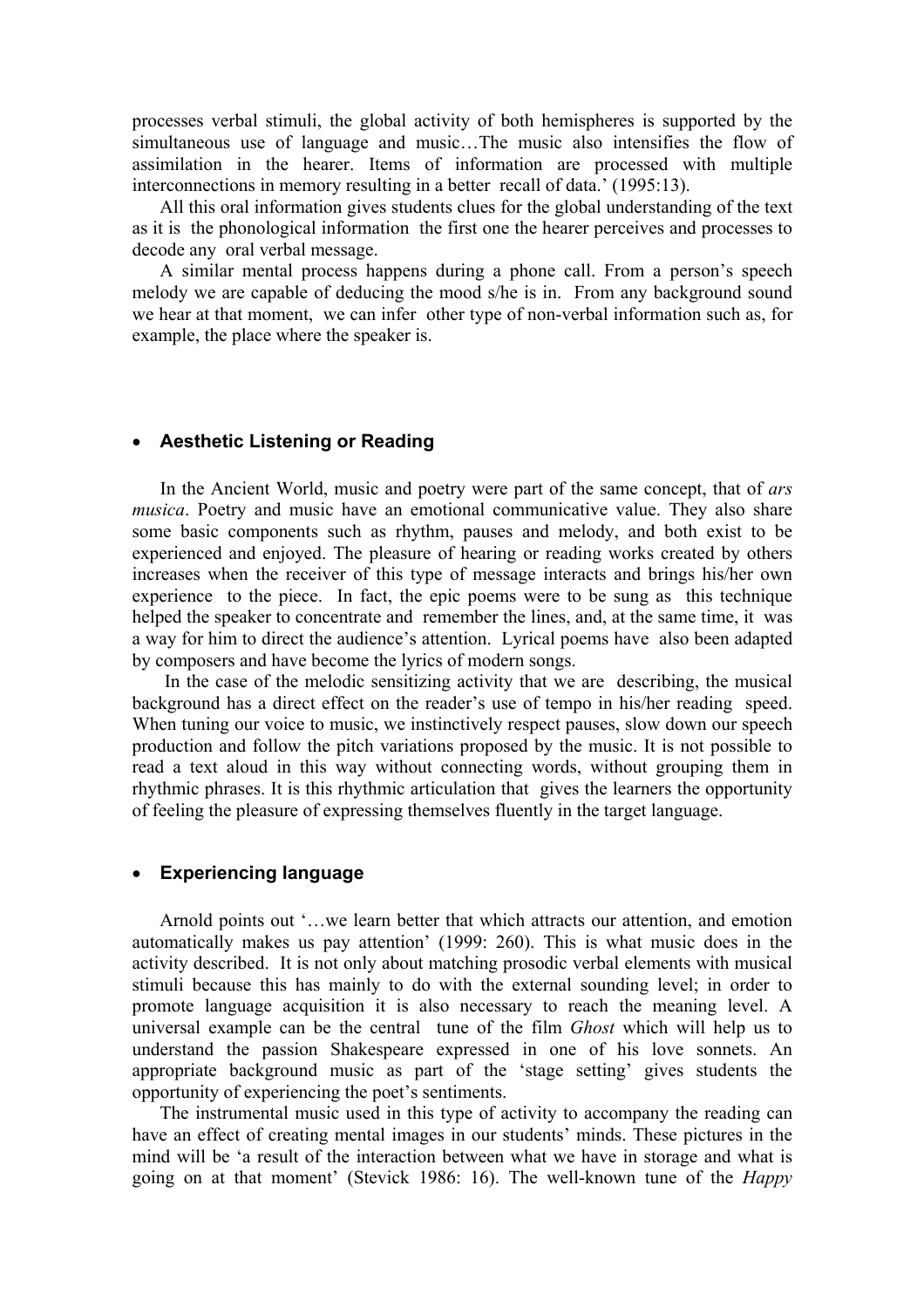processes verbal stimuli, the global activity of both hemispheres is supported by the simultaneous use of language and music…The music also intensifies the flow of assimilation in the hearer. Items of information are processed with multiple interconnections in memory resulting in a better recall of data.' (1995:13).

All this oral information gives students clues for the global understanding of the text as it is the phonological information the first one the hearer perceives and processes to decode any oral verbal message.

A similar mental process happens during a phone call. From a person's speech melody we are capable of deducing the mood s/he is in. From any background sound we hear at that moment, we can infer other type of non-verbal information such as, for example, the place where the speaker is.

- **Aesthetic Listening or Reading**

In the Ancient World, music and poetry were part of the same concept, that of *ars musica*. Poetry and music have an emotional communicative value. They also share some basic components such as rhythm, pauses and melody, and both exist to be experienced and enjoyed. The pleasure of hearing or reading works created by others increases when the receiver of this type of message interacts and brings his/her own experience to the piece. In fact, the epic poems were to be sung as this technique helped the speaker to concentrate and remember the lines, and, at the same time, it was a way for him to direct the audience's attention. Lyrical poems have also been adapted by composers and have become the lyrics of modern songs.

In the case of the melodic sensitizing activity that we are describing, the musical background has a direct effect on the reader's use of tempo in his/her reading speed. When tuning our voice to music, we instinctively respect pauses, slow down our speech production and follow the pitch variations proposed by the music. It is not possible to read a text aloud in this way without connecting words, without grouping them in rhythmic phrases. It is this rhythmic articulation that gives the learners the opportunity of feeling the pleasure of expressing themselves fluently in the target language.

- **Experiencing language**

Arnold points out '…we learn better that which attracts our attention, and emotion automatically makes us pay attention' (1999: 260). This is what music does in the activity described. It is not only about matching prosodic verbal elements with musical stimuli because this has mainly to do with the external sounding level; in order to promote language acquisition it is also necessary to reach the meaning level. A universal example can be the central tune of the film *Ghost* which will help us to understand the passion Shakespeare expressed in one of his love sonnets. An appropriate background music as part of the 'stage setting' gives students the opportunity of experiencing the poet's sentiments.

The instrumental music used in this type of activity to accompany the reading can have an effect of creating mental images in our students' minds. These pictures in the mind will be 'a result of the interaction between what we have in storage and what is going on at that moment' (Stevick 1986: 16). The well-known tune of the *Happy*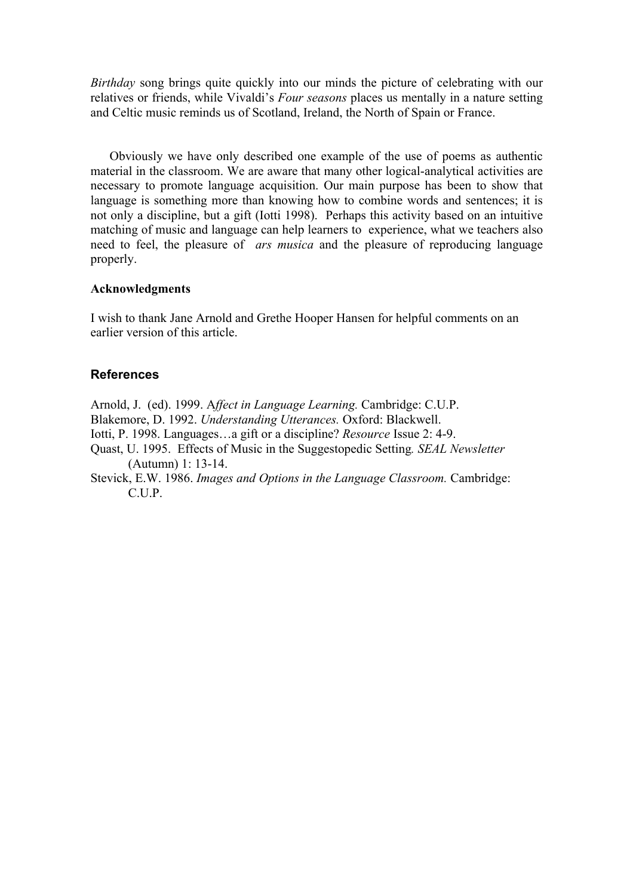*Birthday* song brings quite quickly into our minds the picture of celebrating with our relatives or friends, while Vivaldi's *Four seasons* places us mentally in a nature setting and Celtic music reminds us of Scotland, Ireland, the North of Spain or France.

Obviously we have only described one example of the use of poems as authentic material in the classroom. We are aware that many other logical-analytical activities are necessary to promote language acquisition. Our main purpose has been to show that language is something more than knowing how to combine words and sentences; it is not only a discipline, but a gift (Iotti 1998). Perhaps this activity based on an intuitive matching of music and language can help learners to experience, what we teachers also need to feel, the pleasure of *ars musica* and the pleasure of reproducing language properly.

**Acknowledgments**

I wish to thank Jane Arnold and Grethe Hooper Hansen for helpful comments on an earlier version of this article.

## References

Arnold, J. (ed). 1999. A*ffect in Language Learning.* Cambridge: C.U.P.
Blakemore, D. 1992. *Understanding Utterances.* Oxford: Blackwell.
Iotti, P. 1998. Languages…a gift or a discipline? *Resource* Issue 2: 4-9.
Quast, U. 1995. Effects of Music in the Suggestopedic Setting*. SEAL Newsletter* (Autumn) 1: 13-14.
Stevick, E.W. 1986. *Images and Options in the Language Classroom.* Cambridge: C.U.P.